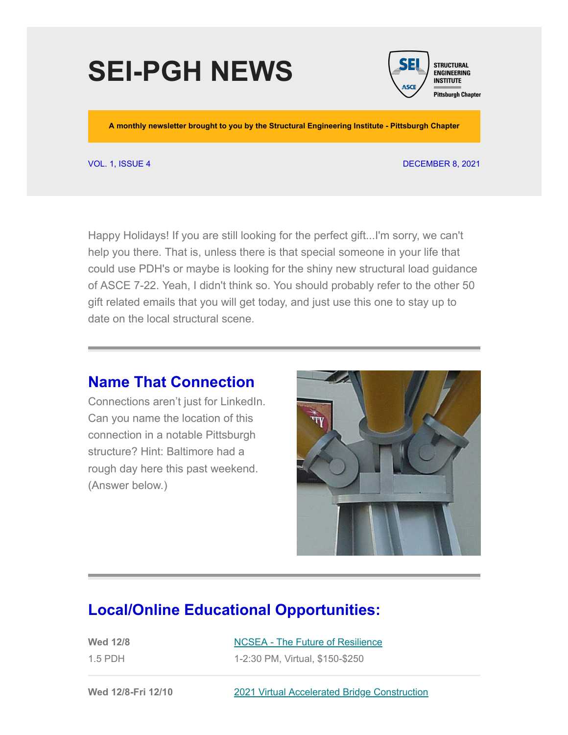# SEI-PGH NEWS

STRUCTURAL ENGINEERING INSTITUTE
Pittsburgh Chapter

**A monthly newsletter brought to you by the Structural Engineering Institute - Pittsburgh Chapter**

VOL. 1, ISSUE 4

DECEMBER 8, 2021

Happy Holidays! If you are still looking for the perfect gift...I'm sorry, we can't help you there. That is, unless there is that special someone in your life that could use PDH's or maybe is looking for the shiny new structural load guidance of ASCE 7-22. Yeah, I didn't think so. You should probably refer to the other 50 gift related emails that you will get today, and just use this one to stay up to date on the local structural scene.

---

## Name That Connection

Connections aren't just for LinkedIn. Can you name the location of this connection in a notable Pittsburgh structure? Hint: Baltimore had a rough day here this past weekend. (Answer below.)

---

## Local/Online Educational Opportunities:

| | |
|---|---|
| **Wed 12/8**<br>1.5 PDH | NCSEA - The Future of Resilience<br>1-2:30 PM, Virtual, $150-$250 |
| **Wed 12/8-Fri 12/10** | 2021 Virtual Accelerated Bridge Construction |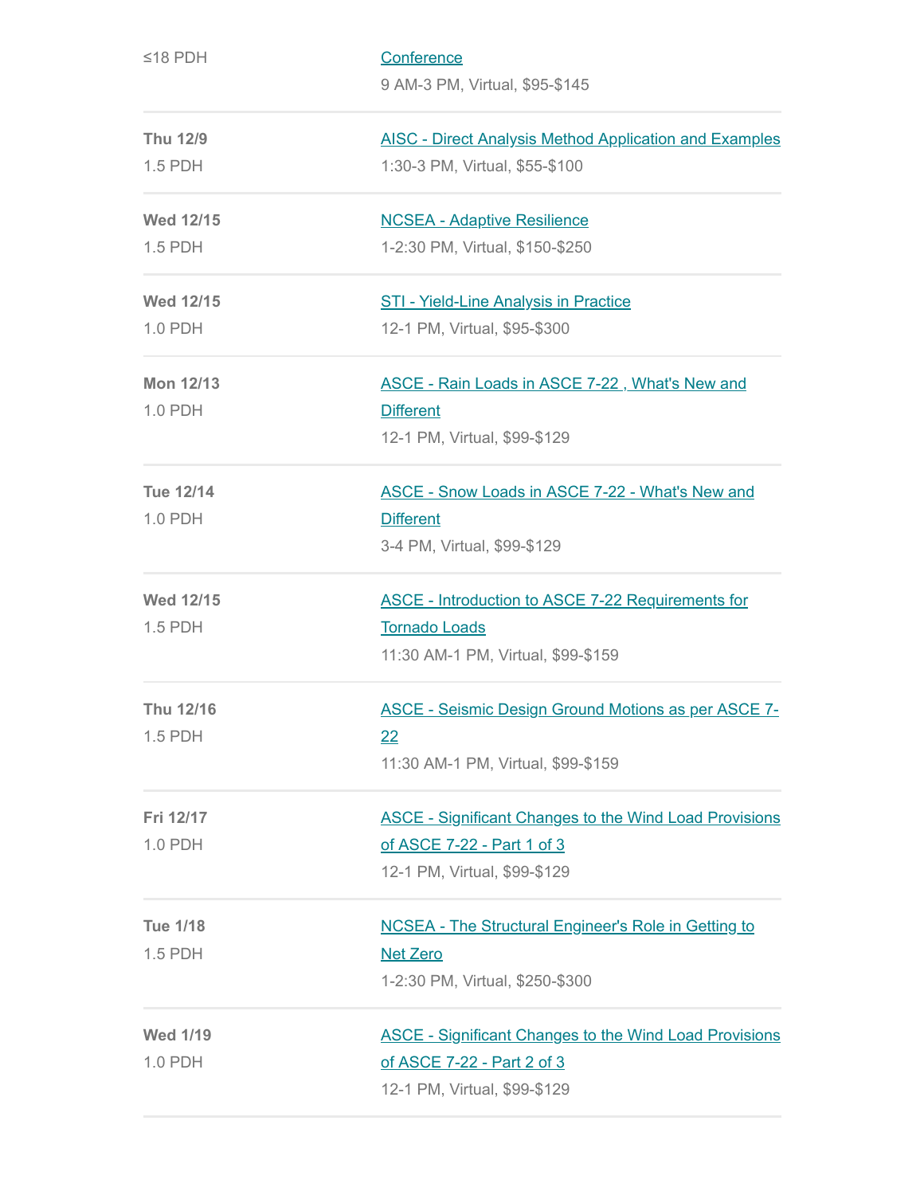| | |
|---|---|
| ≤18 PDH | Conference<br>9 AM-3 PM, Virtual, $95-$145 |
| **Thu 12/9**<br>1.5 PDH | AISC - Direct Analysis Method Application and Examples<br>1:30-3 PM, Virtual, $55-$100 |
| **Wed 12/15**<br>1.5 PDH | NCSEA - Adaptive Resilience<br>1-2:30 PM, Virtual, $150-$250 |
| **Wed 12/15**<br>1.0 PDH | STI - Yield-Line Analysis in Practice<br>12-1 PM, Virtual, $95-$300 |
| **Mon 12/13**<br>1.0 PDH | ASCE - Rain Loads in ASCE 7-22 , What's New and Different<br>12-1 PM, Virtual, $99-$129 |
| **Tue 12/14**<br>1.0 PDH | ASCE - Snow Loads in ASCE 7-22 - What's New and Different<br>3-4 PM, Virtual, $99-$129 |
| **Wed 12/15**<br>1.5 PDH | ASCE - Introduction to ASCE 7-22 Requirements for Tornado Loads<br>11:30 AM-1 PM, Virtual, $99-$159 |
| **Thu 12/16**<br>1.5 PDH | ASCE - Seismic Design Ground Motions as per ASCE 7-22<br>11:30 AM-1 PM, Virtual, $99-$159 |
| **Fri 12/17**<br>1.0 PDH | ASCE - Significant Changes to the Wind Load Provisions of ASCE 7-22 - Part 1 of 3<br>12-1 PM, Virtual, $99-$129 |
| **Tue 1/18**<br>1.5 PDH | NCSEA - The Structural Engineer's Role in Getting to Net Zero<br>1-2:30 PM, Virtual, $250-$300 |
| **Wed 1/19**<br>1.0 PDH | ASCE - Significant Changes to the Wind Load Provisions of ASCE 7-22 - Part 2 of 3<br>12-1 PM, Virtual, $99-$129 |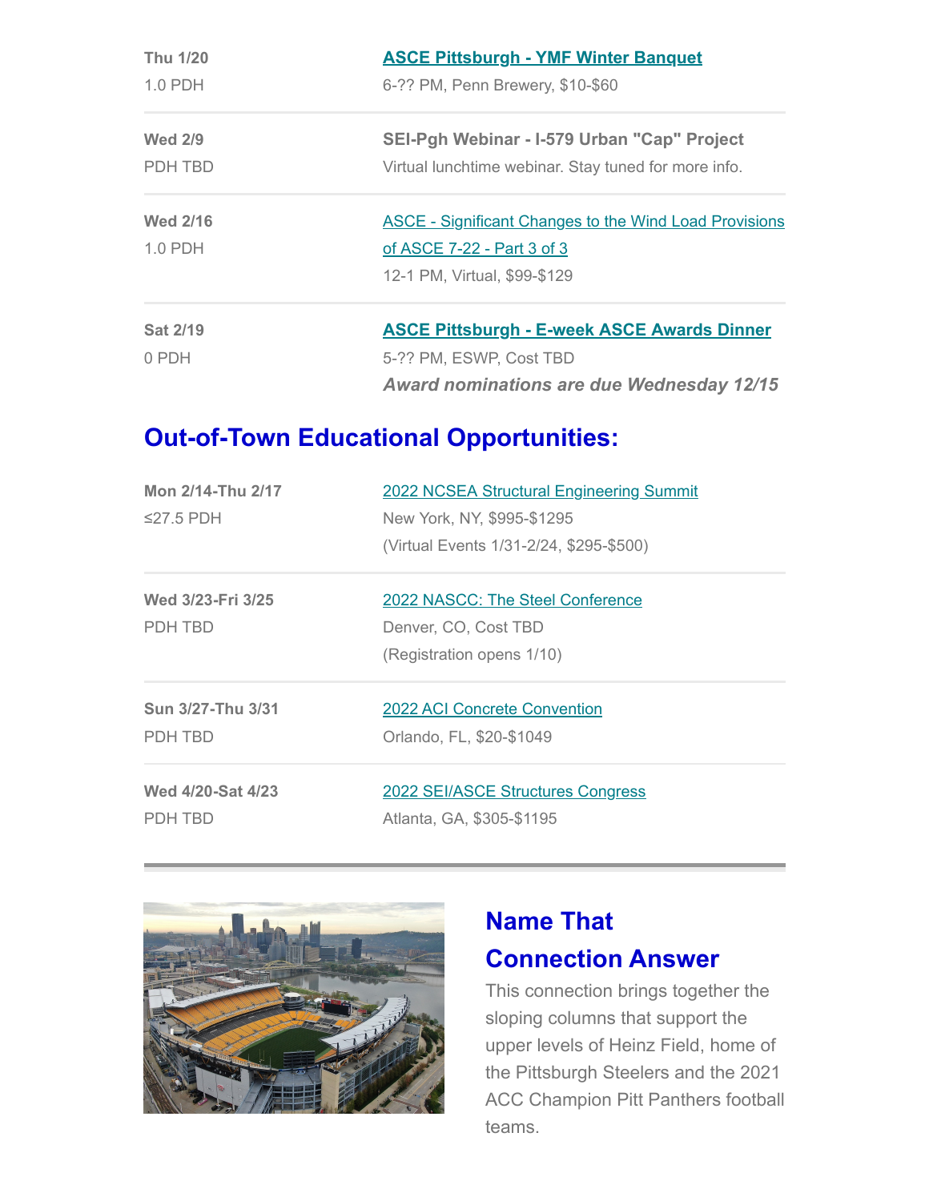| | |
|---|---|
| **Thu 1/20**<br>1.0 PDH | **ASCE Pittsburgh - YMF Winter Banquet**<br>6-?? PM, Penn Brewery, $10-$60 |
| **Wed 2/9**<br>PDH TBD | **SEI-Pgh Webinar - I-579 Urban "Cap" Project**<br>Virtual lunchtime webinar. Stay tuned for more info. |
| **Wed 2/16**<br>1.0 PDH | ASCE - Significant Changes to the Wind Load Provisions of ASCE 7-22 - Part 3 of 3<br>12-1 PM, Virtual, $99-$129 |
| **Sat 2/19**<br>0 PDH | **ASCE Pittsburgh - E-week ASCE Awards Dinner**<br>5-?? PM, ESWP, Cost TBD<br>***Award nominations are due Wednesday 12/15*** |

## Out-of-Town Educational Opportunities:

| | |
|---|---|
| **Mon 2/14-Thu 2/17**<br>≤27.5 PDH | 2022 NCSEA Structural Engineering Summit<br>New York, NY, $995-$1295<br>(Virtual Events 1/31-2/24, $295-$500) |
| **Wed 3/23-Fri 3/25**<br>PDH TBD | 2022 NASCC: The Steel Conference<br>Denver, CO, Cost TBD<br>(Registration opens 1/10) |
| **Sun 3/27-Thu 3/31**<br>PDH TBD | 2022 ACI Concrete Convention<br>Orlando, FL, $20-$1049 |
| **Wed 4/20-Sat 4/23**<br>PDH TBD | 2022 SEI/ASCE Structures Congress<br>Atlanta, GA, $305-$1195 |

## Name That Connection Answer

This connection brings together the sloping columns that support the upper levels of Heinz Field, home of the Pittsburgh Steelers and the 2021 ACC Champion Pitt Panthers football teams.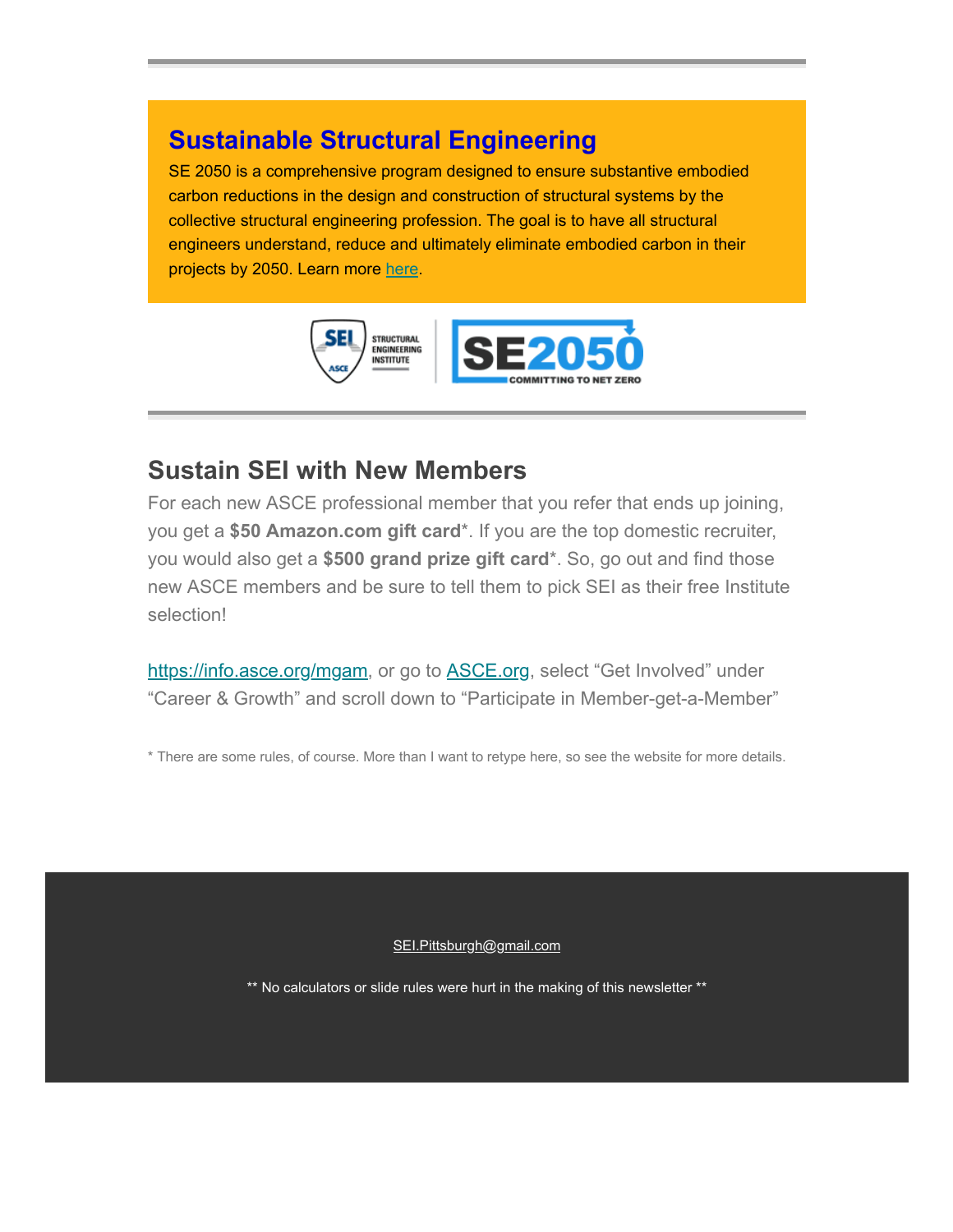## Sustainable Structural Engineering

SE 2050 is a comprehensive program designed to ensure substantive embodied carbon reductions in the design and construction of structural systems by the collective structural engineering profession. The goal is to have all structural engineers understand, reduce and ultimately eliminate embodied carbon in their projects by 2050. Learn more here.

## Sustain SEI with New Members

For each new ASCE professional member that you refer that ends up joining, you get a **$50 Amazon.com gift card***. If you are the top domestic recruiter, you would also get a **$500 grand prize gift card***. So, go out and find those new ASCE members and be sure to tell them to pick SEI as their free Institute selection!

https://info.asce.org/mgam, or go to ASCE.org, select “Get Involved” under “Career & Growth” and scroll down to “Participate in Member-get-a-Member”

* There are some rules, of course. More than I want to retype here, so see the website for more details.

SEI.Pittsburgh@gmail.com

** No calculators or slide rules were hurt in the making of this newsletter **